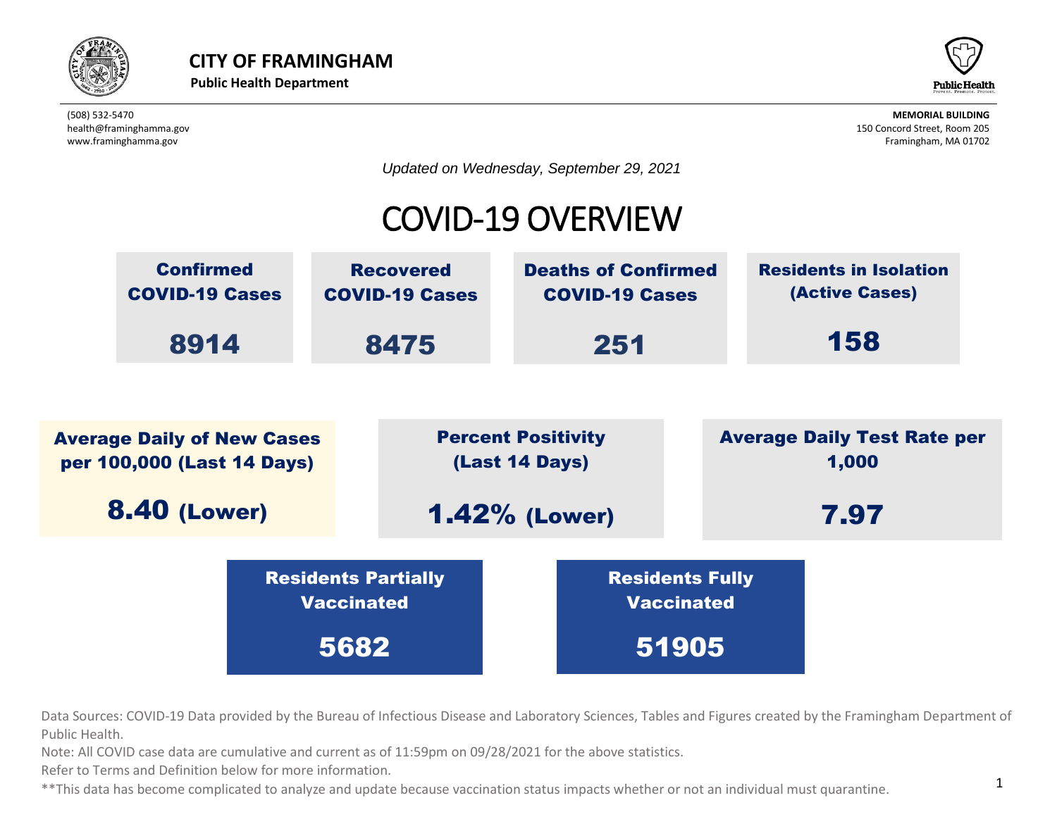**CITY OF FRAMINGHAM**
**Public Health Department**

(508) 532-5470
health@framinghamma.gov
www.framinghamma.gov

**MEMORIAL BUILDING**
150 Concord Street, Room 205
Framingham, MA 01702

*Updated on Wednesday, September 29, 2021*

# COVID-19 OVERVIEW

| Confirmed COVID-19 Cases | Recovered COVID-19 Cases | Deaths of Confirmed COVID-19 Cases | Residents in Isolation (Active Cases) |
|---|---|---|---|
| **8914** | **8475** | **251** | **158** |

| Average Daily of New Cases per 100,000 (Last 14 Days) | Percent Positivity (Last 14 Days) | Average Daily Test Rate per 1,000 |
|---|---|---|
| **8.40 (Lower)** | **1.42% (Lower)** | **7.97** |

| Residents Partially Vaccinated | Residents Fully Vaccinated |
|---|---|
| **5682** | **51905** |

Data Sources: COVID-19 Data provided by the Bureau of Infectious Disease and Laboratory Sciences, Tables and Figures created by the Framingham Department of Public Health.

Note: All COVID case data are cumulative and current as of 11:59pm on 09/28/2021 for the above statistics.

Refer to Terms and Definition below for more information.

**This data has become complicated to analyze and update because vaccination status impacts whether or not an individual must quarantine.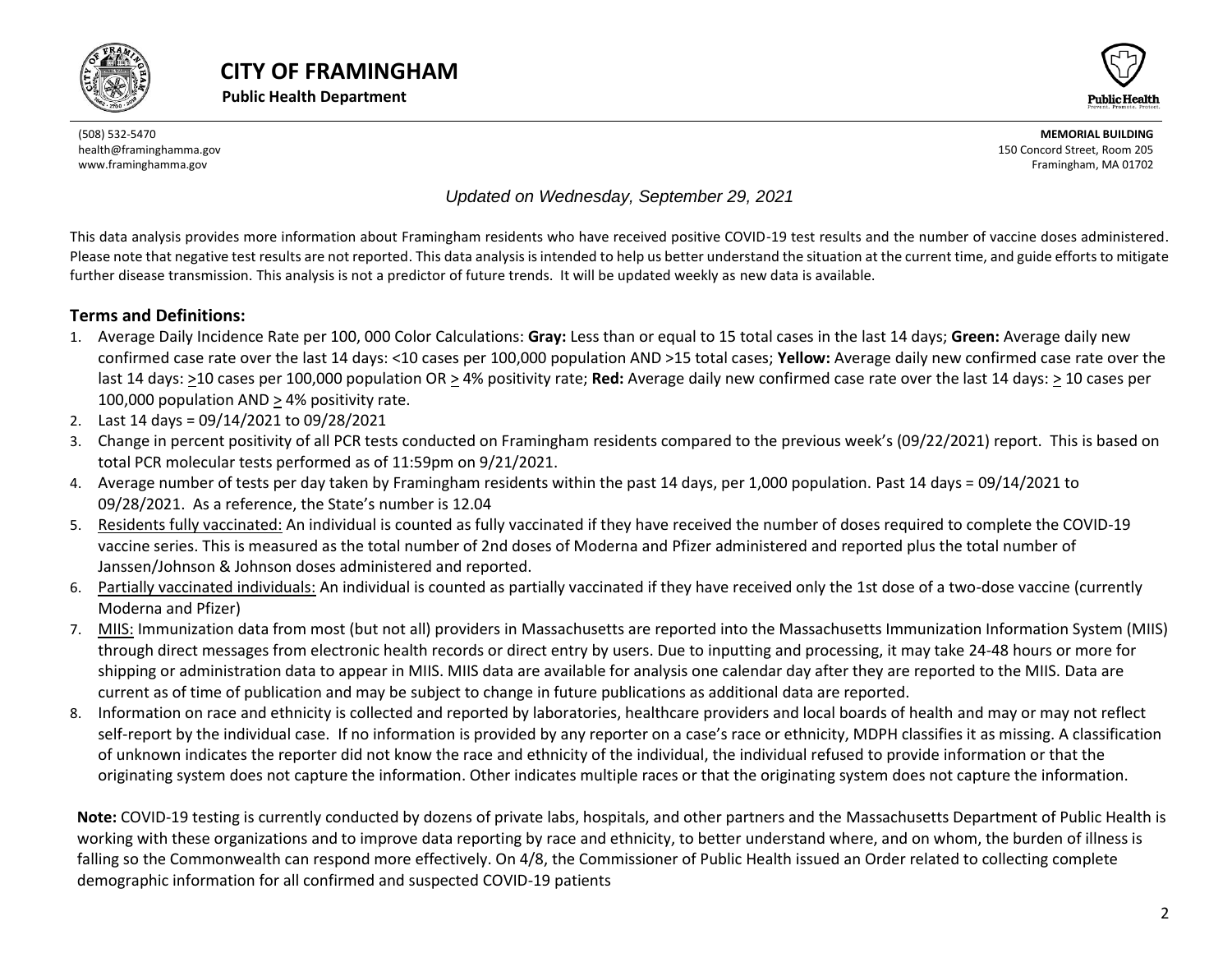# CITY OF FRAMINGHAM

**Public Health Department**

(508) 532-5470
health@framinghamma.gov
www.framinghamma.gov

**MEMORIAL BUILDING**
150 Concord Street, Room 205
Framingham, MA 01702

*Updated on Wednesday, September 29, 2021*

This data analysis provides more information about Framingham residents who have received positive COVID-19 test results and the number of vaccine doses administered. Please note that negative test results are not reported. This data analysis is intended to help us better understand the situation at the current time, and guide efforts to mitigate further disease transmission. This analysis is not a predictor of future trends. It will be updated weekly as new data is available.

## Terms and Definitions:

1. Average Daily Incidence Rate per 100, 000 Color Calculations: **Gray:** Less than or equal to 15 total cases in the last 14 days; **Green:** Average daily new confirmed case rate over the last 14 days: <10 cases per 100,000 population AND >15 total cases; **Yellow:** Average daily new confirmed case rate over the last 14 days: ≥10 cases per 100,000 population OR ≥ 4% positivity rate; **Red:** Average daily new confirmed case rate over the last 14 days: ≥ 10 cases per 100,000 population AND ≥ 4% positivity rate.
2. Last 14 days = 09/14/2021 to 09/28/2021
3. Change in percent positivity of all PCR tests conducted on Framingham residents compared to the previous week's (09/22/2021) report. This is based on total PCR molecular tests performed as of 11:59pm on 9/21/2021.
4. Average number of tests per day taken by Framingham residents within the past 14 days, per 1,000 population. Past 14 days = 09/14/2021 to 09/28/2021. As a reference, the State's number is 12.04
5. Residents fully vaccinated: An individual is counted as fully vaccinated if they have received the number of doses required to complete the COVID-19 vaccine series. This is measured as the total number of 2nd doses of Moderna and Pfizer administered and reported plus the total number of Janssen/Johnson & Johnson doses administered and reported.
6. Partially vaccinated individuals: An individual is counted as partially vaccinated if they have received only the 1st dose of a two-dose vaccine (currently Moderna and Pfizer)
7. MIIS: Immunization data from most (but not all) providers in Massachusetts are reported into the Massachusetts Immunization Information System (MIIS) through direct messages from electronic health records or direct entry by users. Due to inputting and processing, it may take 24-48 hours or more for shipping or administration data to appear in MIIS. MIIS data are available for analysis one calendar day after they are reported to the MIIS. Data are current as of time of publication and may be subject to change in future publications as additional data are reported.
8. Information on race and ethnicity is collected and reported by laboratories, healthcare providers and local boards of health and may or may not reflect self-report by the individual case. If no information is provided by any reporter on a case's race or ethnicity, MDPH classifies it as missing. A classification of unknown indicates the reporter did not know the race and ethnicity of the individual, the individual refused to provide information or that the originating system does not capture the information. Other indicates multiple races or that the originating system does not capture the information.

**Note:** COVID-19 testing is currently conducted by dozens of private labs, hospitals, and other partners and the Massachusetts Department of Public Health is working with these organizations and to improve data reporting by race and ethnicity, to better understand where, and on whom, the burden of illness is falling so the Commonwealth can respond more effectively. On 4/8, the Commissioner of Public Health issued an Order related to collecting complete demographic information for all confirmed and suspected COVID-19 patients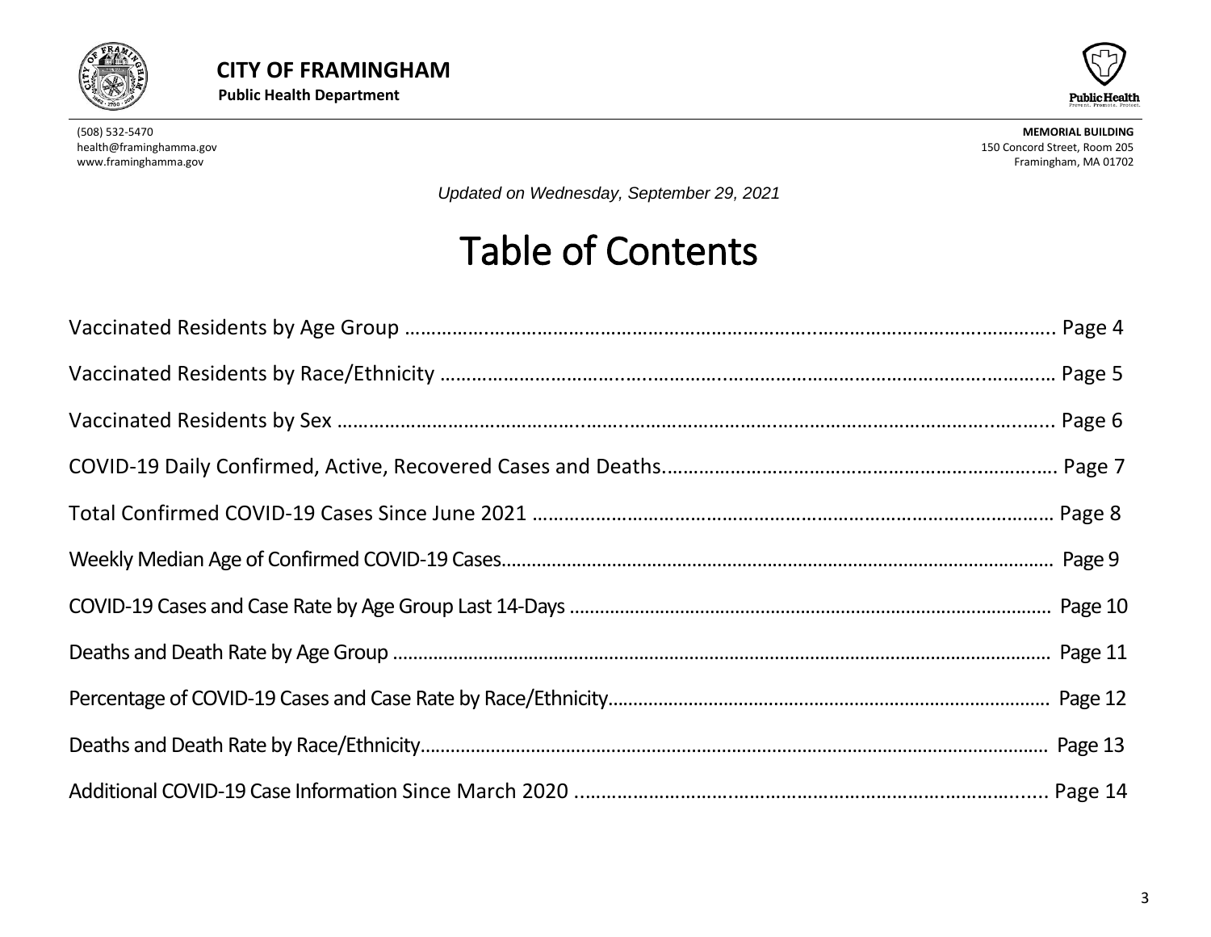**CITY OF FRAMINGHAM**

**Public Health Department**

(508) 532-5470
health@framinghamma.gov
www.framinghamma.gov

**MEMORIAL BUILDING**
150 Concord Street, Room 205
Framingham, MA 01702

*Updated on Wednesday, September 29, 2021*

# Table of Contents

Vaccinated Residents by Age Group ........ Page 4

Vaccinated Residents by Race/Ethnicity ........ Page 5

Vaccinated Residents by Sex ........ Page 6

COVID-19 Daily Confirmed, Active, Recovered Cases and Deaths........ Page 7

Total Confirmed COVID-19 Cases Since June 2021 ........ Page 8

Weekly Median Age of Confirmed COVID-19 Cases........ Page 9

COVID-19 Cases and Case Rate by Age Group Last 14-Days ........ Page 10

Deaths and Death Rate by Age Group ........ Page 11

Percentage of COVID-19 Cases and Case Rate by Race/Ethnicity........ Page 12

Deaths and Death Rate by Race/Ethnicity........ Page 13

Additional COVID-19 Case Information Since March 2020 ........ Page 14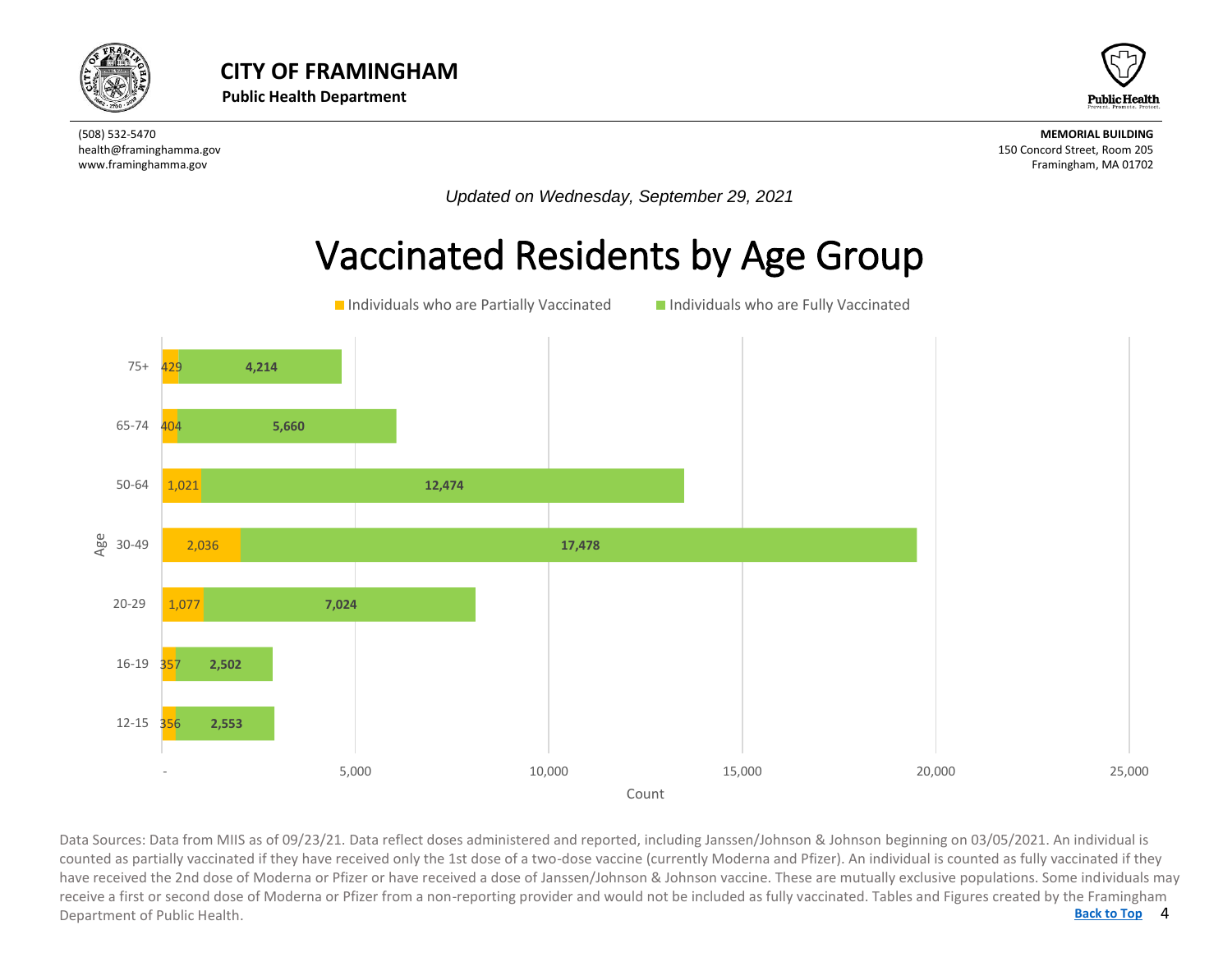# CITY OF FRAMINGHAM

**Public Health Department**

(508) 532-5470
health@framinghamma.gov
www.framinghamma.gov

**MEMORIAL BUILDING**
150 Concord Street, Room 205
Framingham, MA 01702

*Updated on Wednesday, September 29, 2021*

## Vaccinated Residents by Age Group

| Age | Individuals who are Partially Vaccinated | Individuals who are Fully Vaccinated |
|---|---|---|
| 75+ | 429 | 4,214 |
| 65-74 | 404 | 5,660 |
| 50-64 | 1,021 | 12,474 |
| 30-49 | 2,036 | 17,478 |
| 20-29 | 1,077 | 7,024 |
| 16-19 | 357 | 2,502 |
| 12-15 | 356 | 2,553 |

Data Sources: Data from MIIS as of 09/23/21. Data reflect doses administered and reported, including Janssen/Johnson & Johnson beginning on 03/05/2021. An individual is counted as partially vaccinated if they have received only the 1st dose of a two-dose vaccine (currently Moderna and Pfizer). An individual is counted as fully vaccinated if they have received the 2nd dose of Moderna or Pfizer or have received a dose of Janssen/Johnson & Johnson vaccine. These are mutually exclusive populations. Some individuals may receive a first or second dose of Moderna or Pfizer from a non-reporting provider and would not be included as fully vaccinated. Tables and Figures created by the Framingham Department of Public Health.

Back to Top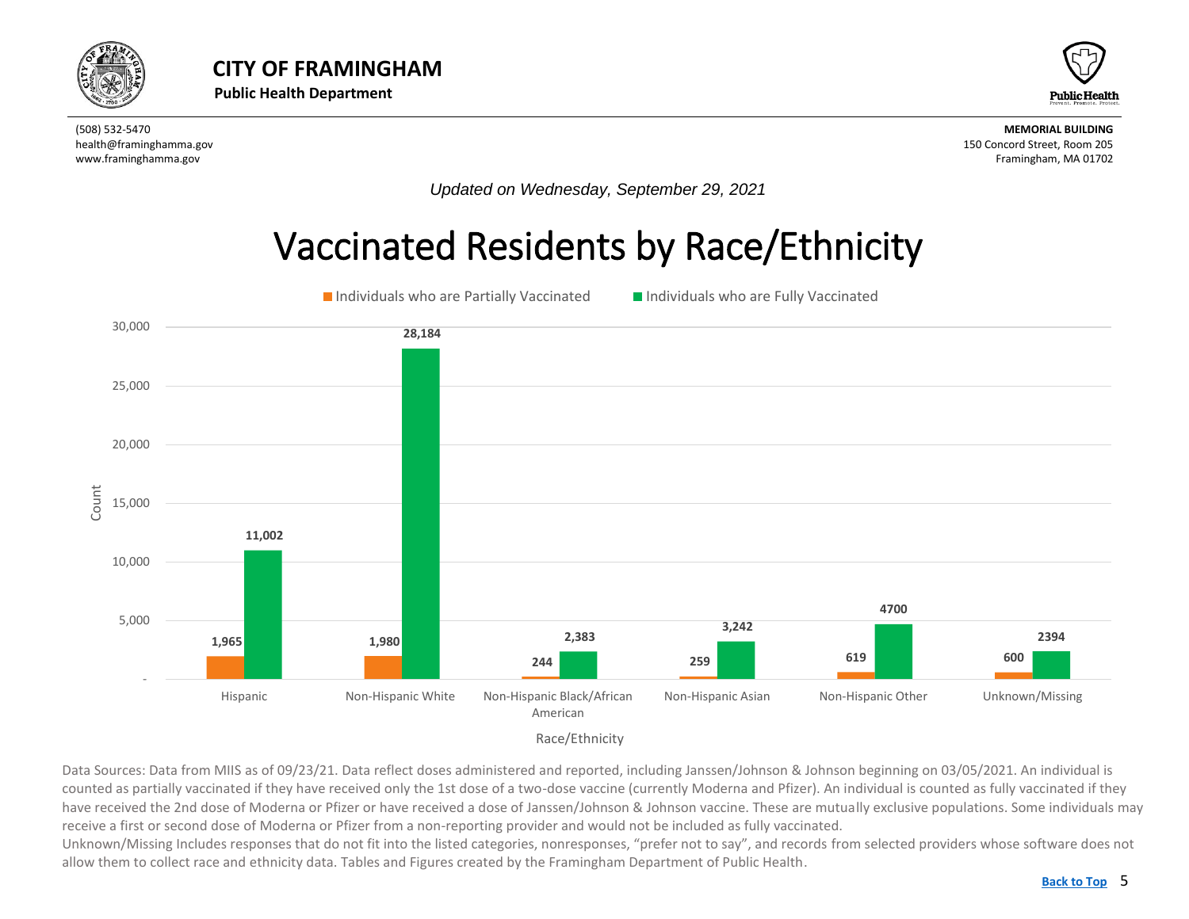**CITY OF FRAMINGHAM**
**Public Health Department**

(508) 532-5470
health@framinghamma.gov
www.framinghamma.gov

**MEMORIAL BUILDING**
150 Concord Street, Room 205
Framingham, MA 01702

*Updated on Wednesday, September 29, 2021*

# Vaccinated Residents by Race/Ethnicity

| Race/Ethnicity | Individuals who are Partially Vaccinated | Individuals who are Fully Vaccinated |
|---|---|---|
| Hispanic | 1,965 | 11,002 |
| Non-Hispanic White | 1,980 | 28,184 |
| Non-Hispanic Black/African American | 244 | 2,383 |
| Non-Hispanic Asian | 259 | 3,242 |
| Non-Hispanic Other | 619 | 4700 |
| Unknown/Missing | 600 | 2394 |

Data Sources: Data from MIIS as of 09/23/21. Data reflect doses administered and reported, including Janssen/Johnson & Johnson beginning on 03/05/2021. An individual is counted as partially vaccinated if they have received only the 1st dose of a two-dose vaccine (currently Moderna and Pfizer). An individual is counted as fully vaccinated if they have received the 2nd dose of Moderna or Pfizer or have received a dose of Janssen/Johnson & Johnson vaccine. These are mutually exclusive populations. Some individuals may receive a first or second dose of Moderna or Pfizer from a non-reporting provider and would not be included as fully vaccinated.
Unknown/Missing Includes responses that do not fit into the listed categories, nonresponses, "prefer not to say", and records from selected providers whose software does not allow them to collect race and ethnicity data. Tables and Figures created by the Framingham Department of Public Health.

Back to Top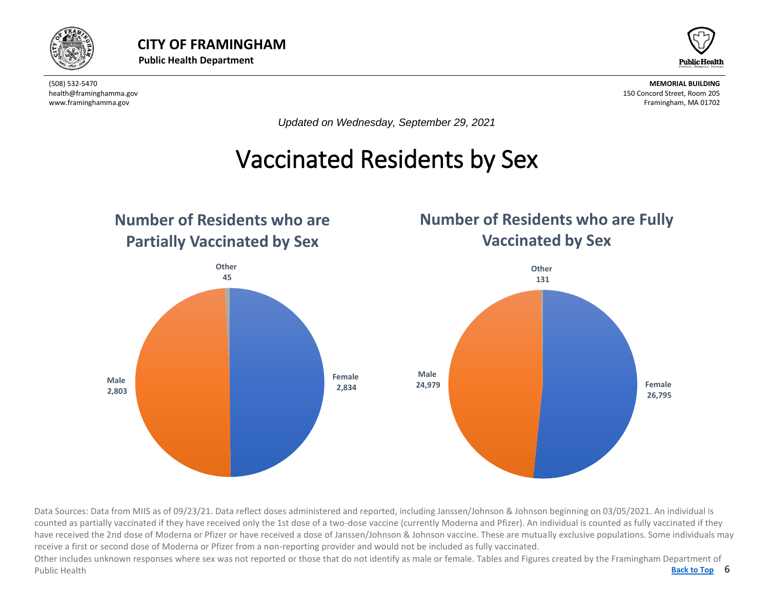# CITY OF FRAMINGHAM

**Public Health Department**

(508) 532-5470
health@framinghamma.gov
www.framinghamma.gov

**MEMORIAL BUILDING**
150 Concord Street, Room 205
Framingham, MA 01702

*Updated on Wednesday, September 29, 2021*

# Vaccinated Residents by Sex

## Number of Residents who are Partially Vaccinated by Sex

| Sex | Number |
|---|---|
| Female | 2,834 |
| Male | 2,803 |
| Other | 45 |

## Number of Residents who are Fully Vaccinated by Sex

| Sex | Number |
|---|---|
| Female | 26,795 |
| Male | 24,979 |
| Other | 131 |

Data Sources: Data from MIIS as of 09/23/21. Data reflect doses administered and reported, including Janssen/Johnson & Johnson beginning on 03/05/2021. An individual is counted as partially vaccinated if they have received only the 1st dose of a two-dose vaccine (currently Moderna and Pfizer). An individual is counted as fully vaccinated if they have received the 2nd dose of Moderna or Pfizer or have received a dose of Janssen/Johnson & Johnson vaccine. These are mutually exclusive populations. Some individuals may receive a first or second dose of Moderna or Pfizer from a non-reporting provider and would not be included as fully vaccinated.

Other includes unknown responses where sex was not reported or those that do not identify as male or female. Tables and Figures created by the Framingham Department of Public Health

Back to Top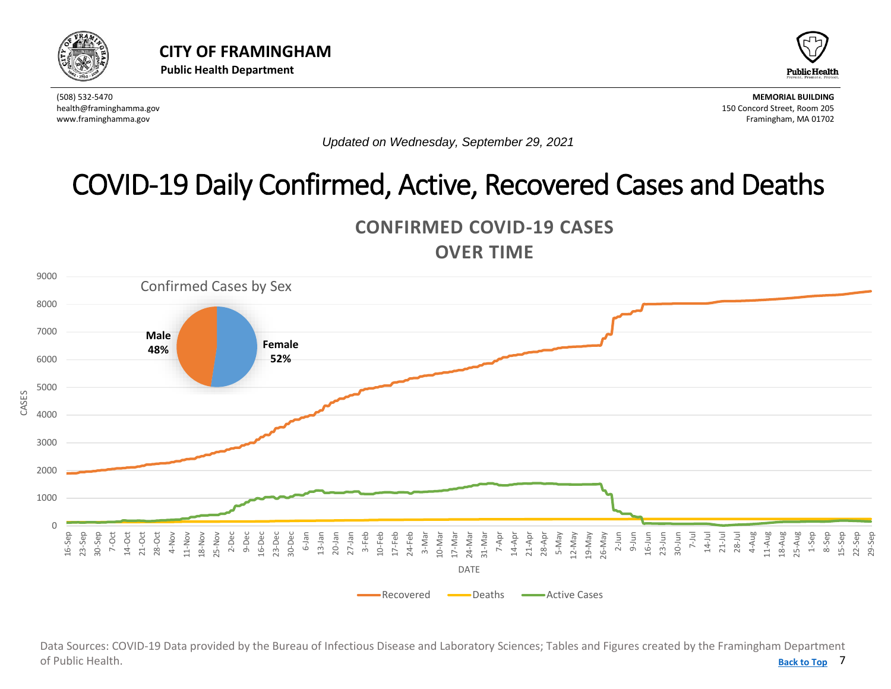**CITY OF FRAMINGHAM**
**Public Health Department**

(508) 532-5470
health@framinghamma.gov
www.framinghamma.gov

**MEMORIAL BUILDING**
150 Concord Street, Room 205
Framingham, MA 01702

*Updated on Wednesday, September 29, 2021*

# COVID-19 Daily Confirmed, Active, Recovered Cases and Deaths

## CONFIRMED COVID-19 CASES OVER TIME

Confirmed Cases by Sex

- **Male 48%**
- **Female 52%**

CASES

DATE

Recovered — Deaths — Active Cases

Data Sources: COVID-19 Data provided by the Bureau of Infectious Disease and Laboratory Sciences; Tables and Figures created by the Framingham Department of Public Health.

[Back to Top]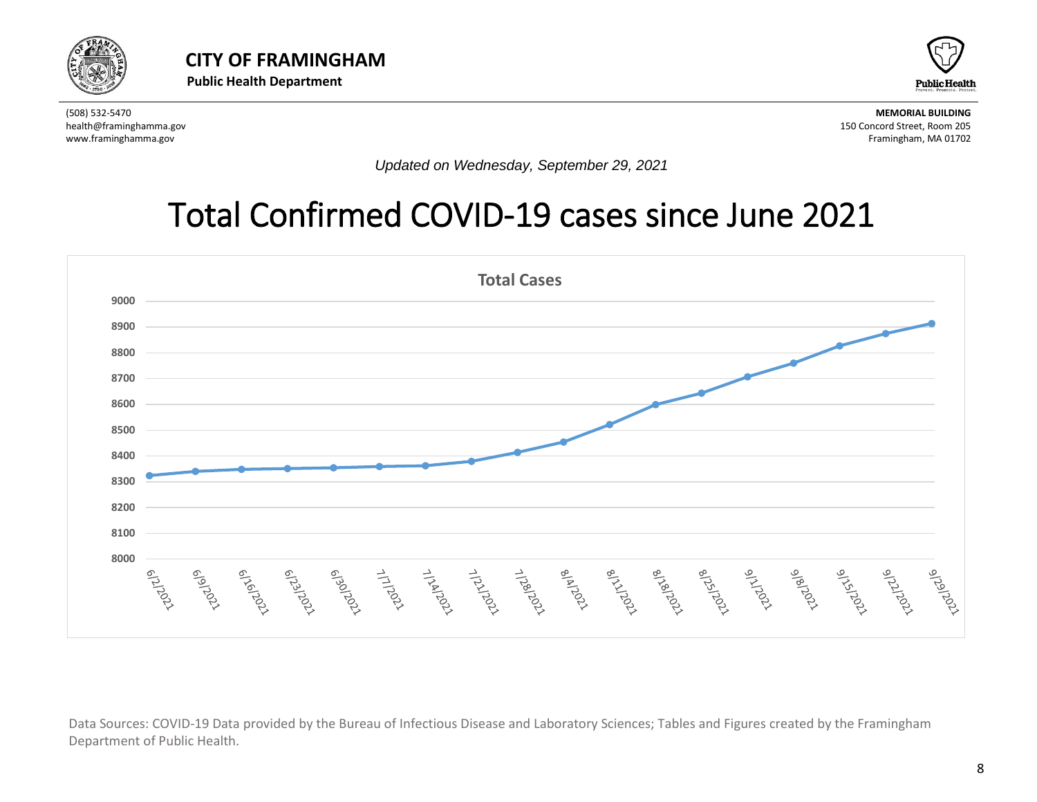**CITY OF FRAMINGHAM**
**Public Health Department**

(508) 532-5470
health@framinghamma.gov
www.framinghamma.gov

**MEMORIAL BUILDING**
150 Concord Street, Room 205
Framingham, MA 01702

*Updated on Wednesday, September 29, 2021*

# Total Confirmed COVID-19 cases since June 2021

**Total Cases**

Data Sources: COVID-19 Data provided by the Bureau of Infectious Disease and Laboratory Sciences; Tables and Figures created by the Framingham Department of Public Health.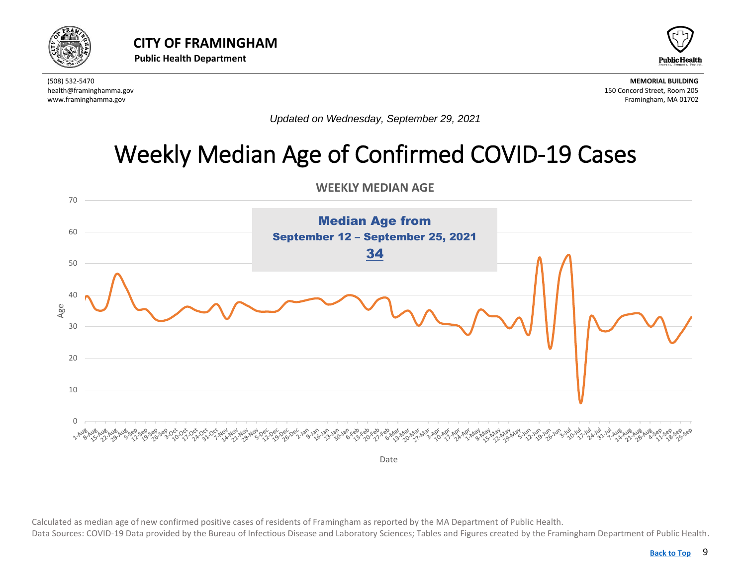**CITY OF FRAMINGHAM**

**Public Health Department**

(508) 532-5470
health@framinghamma.gov
www.framinghamma.gov

**MEMORIAL BUILDING**
150 Concord Street, Room 205
Framingham, MA 01702

*Updated on Wednesday, September 29, 2021*

# Weekly Median Age of Confirmed COVID-19 Cases

**WEEKLY MEDIAN AGE**

**Median Age from**
**September 12 – September 25, 2021**
**34**

Calculated as median age of new confirmed positive cases of residents of Framingham as reported by the MA Department of Public Health.
Data Sources: COVID-19 Data provided by the Bureau of Infectious Disease and Laboratory Sciences; Tables and Figures created by the Framingham Department of Public Health.

Back to Top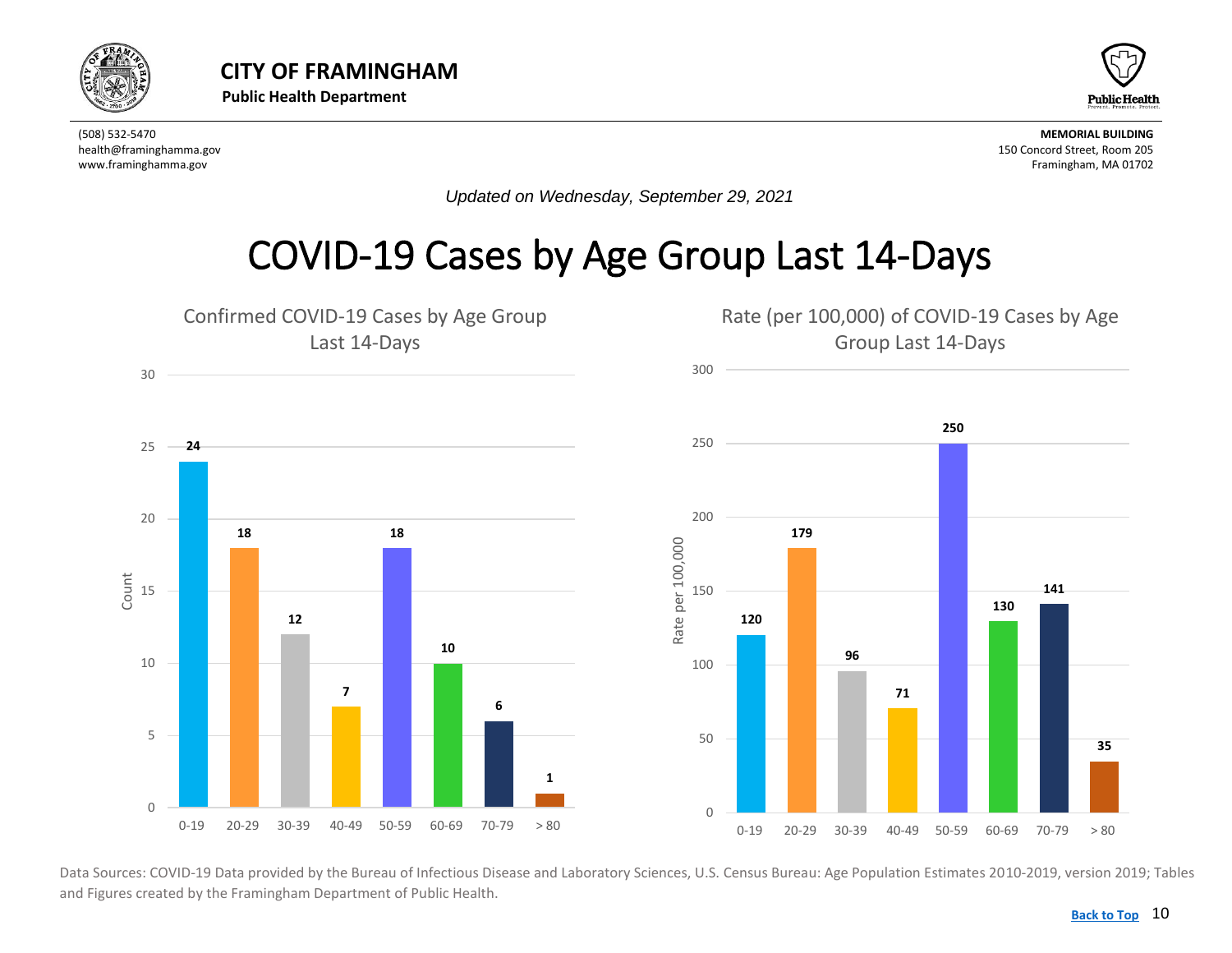# CITY OF FRAMINGHAM

**Public Health Department**

(508) 532-5470
health@framinghamma.gov
www.framinghamma.gov

**MEMORIAL BUILDING**
150 Concord Street, Room 205
Framingham, MA 01702

*Updated on Wednesday, September 29, 2021*

## COVID-19 Cases by Age Group Last 14-Days

### Confirmed COVID-19 Cases by Age Group Last 14-Days

| Age Group | Count |
|---|---|
| 0-19 | 24 |
| 20-29 | 18 |
| 30-39 | 12 |
| 40-49 | 7 |
| 50-59 | 18 |
| 60-69 | 10 |
| 70-79 | 6 |
| > 80 | 1 |

### Rate (per 100,000) of COVID-19 Cases by Age Group Last 14-Days

| Age Group | Rate per 100,000 |
|---|---|
| 0-19 | 120 |
| 20-29 | 179 |
| 30-39 | 96 |
| 40-49 | 71 |
| 50-59 | 250 |
| 60-69 | 130 |
| 70-79 | 141 |
| > 80 | 35 |

Data Sources: COVID-19 Data provided by the Bureau of Infectious Disease and Laboratory Sciences, U.S. Census Bureau: Age Population Estimates 2010-2019, version 2019; Tables and Figures created by the Framingham Department of Public Health.

Back to Top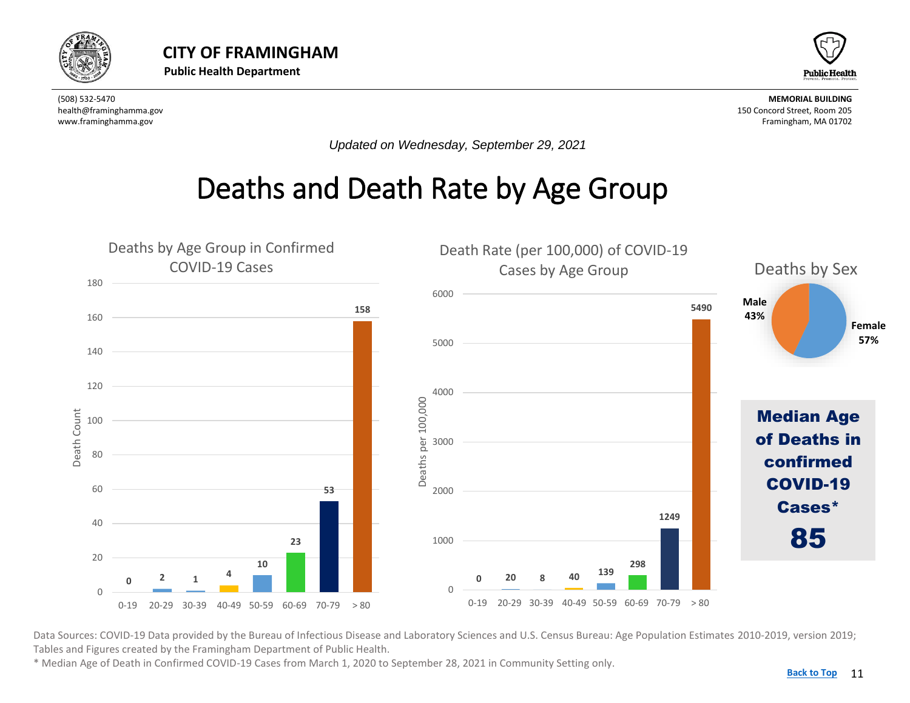# CITY OF FRAMINGHAM

**Public Health Department**

(508) 532-5470
health@framinghamma.gov
www.framinghamma.gov

**MEMORIAL BUILDING**
150 Concord Street, Room 205
Framingham, MA 01702

*Updated on Wednesday, September 29, 2021*

# Deaths and Death Rate by Age Group

## Deaths by Age Group in Confirmed COVID-19 Cases

| Age Group | Death Count |
|---|---|
| 0-19 | 0 |
| 20-29 | 2 |
| 30-39 | 1 |
| 40-49 | 4 |
| 50-59 | 10 |
| 60-69 | 23 |
| 70-79 | 53 |
| > 80 | 158 |

## Death Rate (per 100,000) of COVID-19 Cases by Age Group

| Age Group | Deaths per 100,000 |
|---|---|
| 0-19 | 0 |
| 20-29 | 20 |
| 30-39 | 8 |
| 40-49 | 40 |
| 50-59 | 139 |
| 60-69 | 298 |
| 70-79 | 1249 |
| > 80 | 5490 |

## Deaths by Sex

| Sex | Percent |
|---|---|
| Male | 43% |
| Female | 57% |

**Median Age of Deaths in confirmed COVID-19 Cases***

**85**

Data Sources: COVID-19 Data provided by the Bureau of Infectious Disease and Laboratory Sciences and U.S. Census Bureau: Age Population Estimates 2010-2019, version 2019; Tables and Figures created by the Framingham Department of Public Health.

* Median Age of Death in Confirmed COVID-19 Cases from March 1, 2020 to September 28, 2021 in Community Setting only.

Back to Top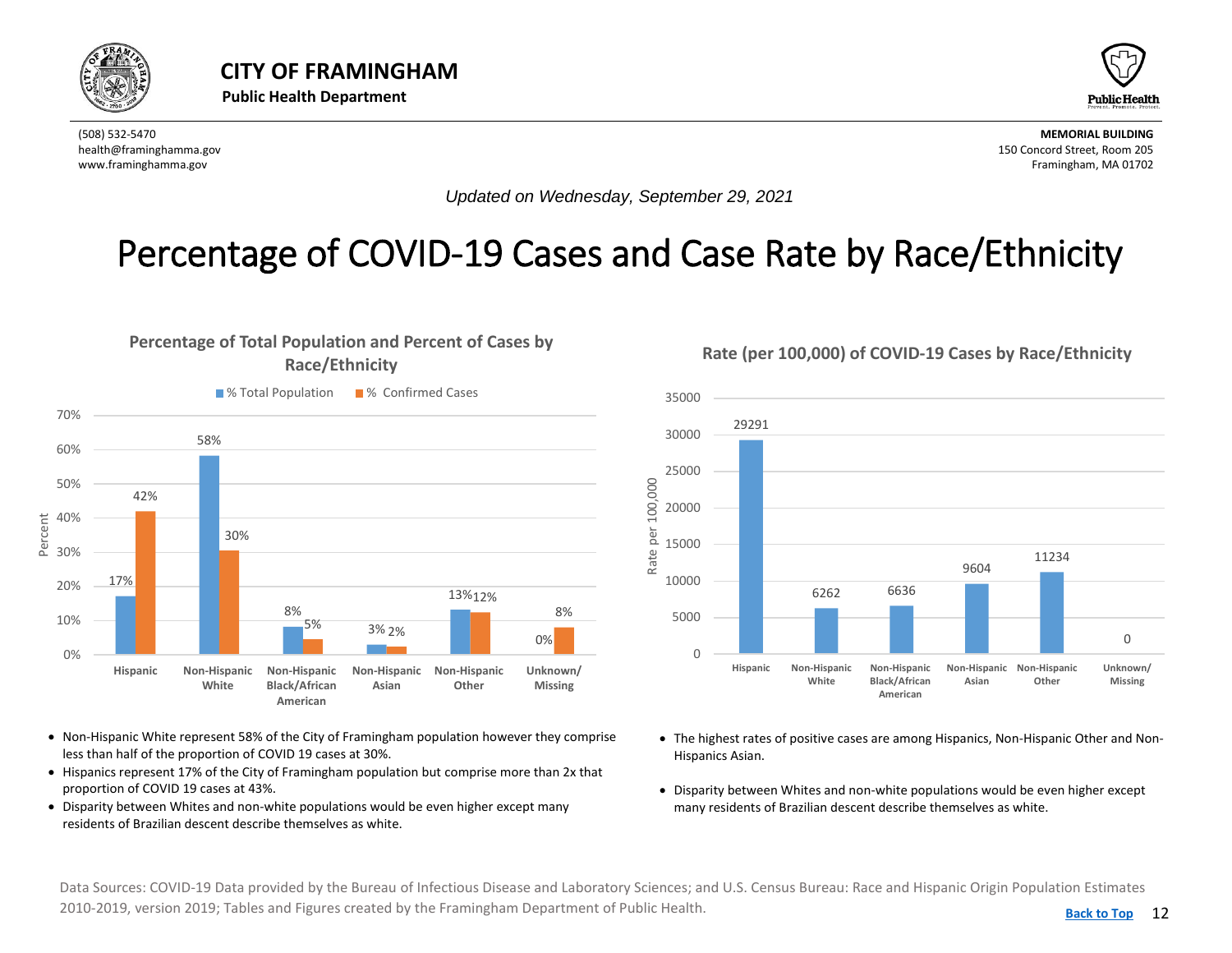# CITY OF FRAMINGHAM

**Public Health Department**

(508) 532-5470
health@framinghamma.gov
www.framinghamma.gov

**MEMORIAL BUILDING**
150 Concord Street, Room 205
Framingham, MA 01702

*Updated on Wednesday, September 29, 2021*

# Percentage of COVID-19 Cases and Case Rate by Race/Ethnicity

### Percentage of Total Population and Percent of Cases by Race/Ethnicity

| Race/Ethnicity | % Total Population | % Confirmed Cases |
|---|---|---|
| Hispanic | 17% | 42% |
| Non-Hispanic White | 58% | 30% |
| Non-Hispanic Black/African American | 8% | 5% |
| Non-Hispanic Asian | 3% | 2% |
| Non-Hispanic Other | 13% | 12% |
| Unknown/ Missing | 0% | 8% |

- Non-Hispanic White represent 58% of the City of Framingham population however they comprise less than half of the proportion of COVID 19 cases at 30%.
- Hispanics represent 17% of the City of Framingham population but comprise more than 2x that proportion of COVID 19 cases at 43%.
- Disparity between Whites and non-white populations would be even higher except many residents of Brazilian descent describe themselves as white.

### Rate (per 100,000) of COVID-19 Cases by Race/Ethnicity

| Race/Ethnicity | Rate per 100,000 |
|---|---|
| Hispanic | 29291 |
| Non-Hispanic White | 6262 |
| Non-Hispanic Black/African American | 6636 |
| Non-Hispanic Asian | 9604 |
| Non-Hispanic Other | 11234 |
| Unknown/ Missing | 0 |

- The highest rates of positive cases are among Hispanics, Non-Hispanic Other and Non-Hispanics Asian.
- Disparity between Whites and non-white populations would be even higher except many residents of Brazilian descent describe themselves as white.

Data Sources: COVID-19 Data provided by the Bureau of Infectious Disease and Laboratory Sciences; and U.S. Census Bureau: Race and Hispanic Origin Population Estimates 2010-2019, version 2019; Tables and Figures created by the Framingham Department of Public Health.

Back to Top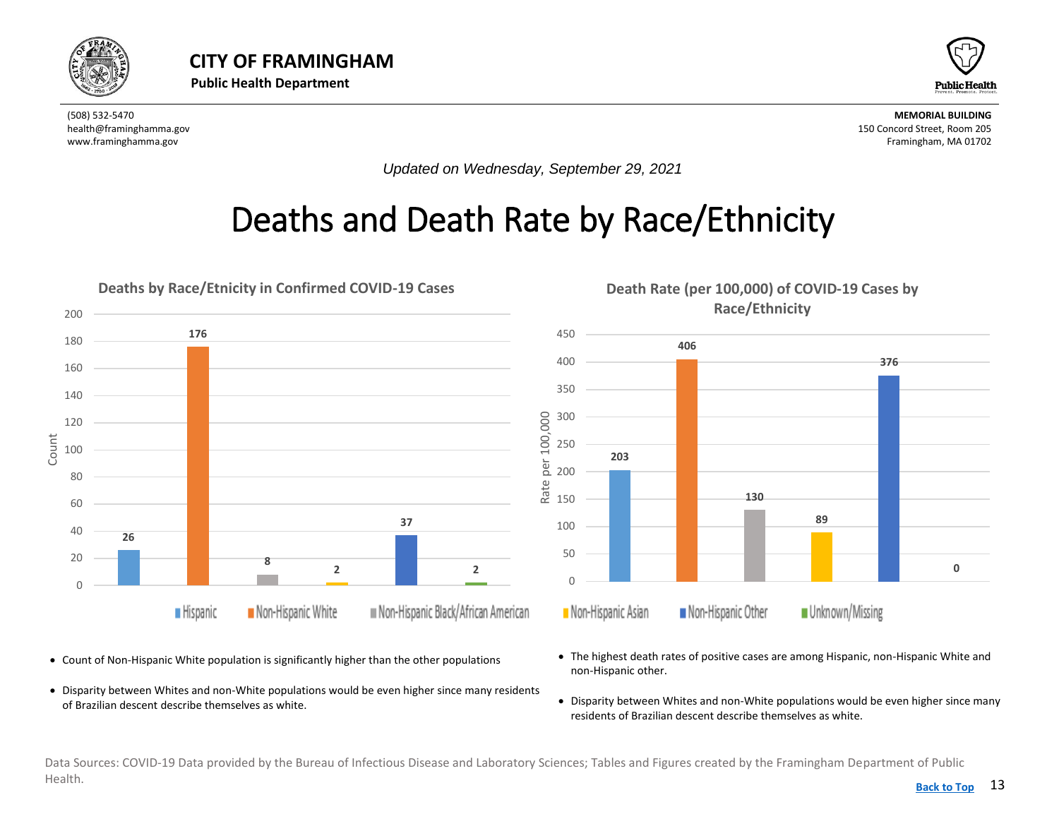**CITY OF FRAMINGHAM**

**Public Health Department**

(508) 532-5470
health@framinghamma.gov
www.framinghamma.gov

**MEMORIAL BUILDING**
150 Concord Street, Room 205
Framingham, MA 01702

*Updated on Wednesday, September 29, 2021*

# Deaths and Death Rate by Race/Ethnicity

**Deaths by Race/Etnicity in Confirmed COVID-19 Cases**

Count

200
180
160
140
120
100
80
60
40
20
0

26
176
8
2
37
2

**Death Rate (per 100,000) of COVID-19 Cases by Race/Ethnicity**

Rate per 100,000

450
400
350
300
250
200
150
100
50
0

203
406
130
89
376
0

Hispanic
Non-Hispanic White
Non-Hispanic Black/African American
Non-Hispanic Asian
Non-Hispanic Other
Unknown/Missing

- Count of Non-Hispanic White population is significantly higher than the other populations
- Disparity between Whites and non-White populations would be even higher since many residents of Brazilian descent describe themselves as white.

- The highest death rates of positive cases are among Hispanic, non-Hispanic White and non-Hispanic other.
- Disparity between Whites and non-White populations would be even higher since many residents of Brazilian descent describe themselves as white.

Data Sources: COVID-19 Data provided by the Bureau of Infectious Disease and Laboratory Sciences; Tables and Figures created by the Framingham Department of Public Health.

Back to Top